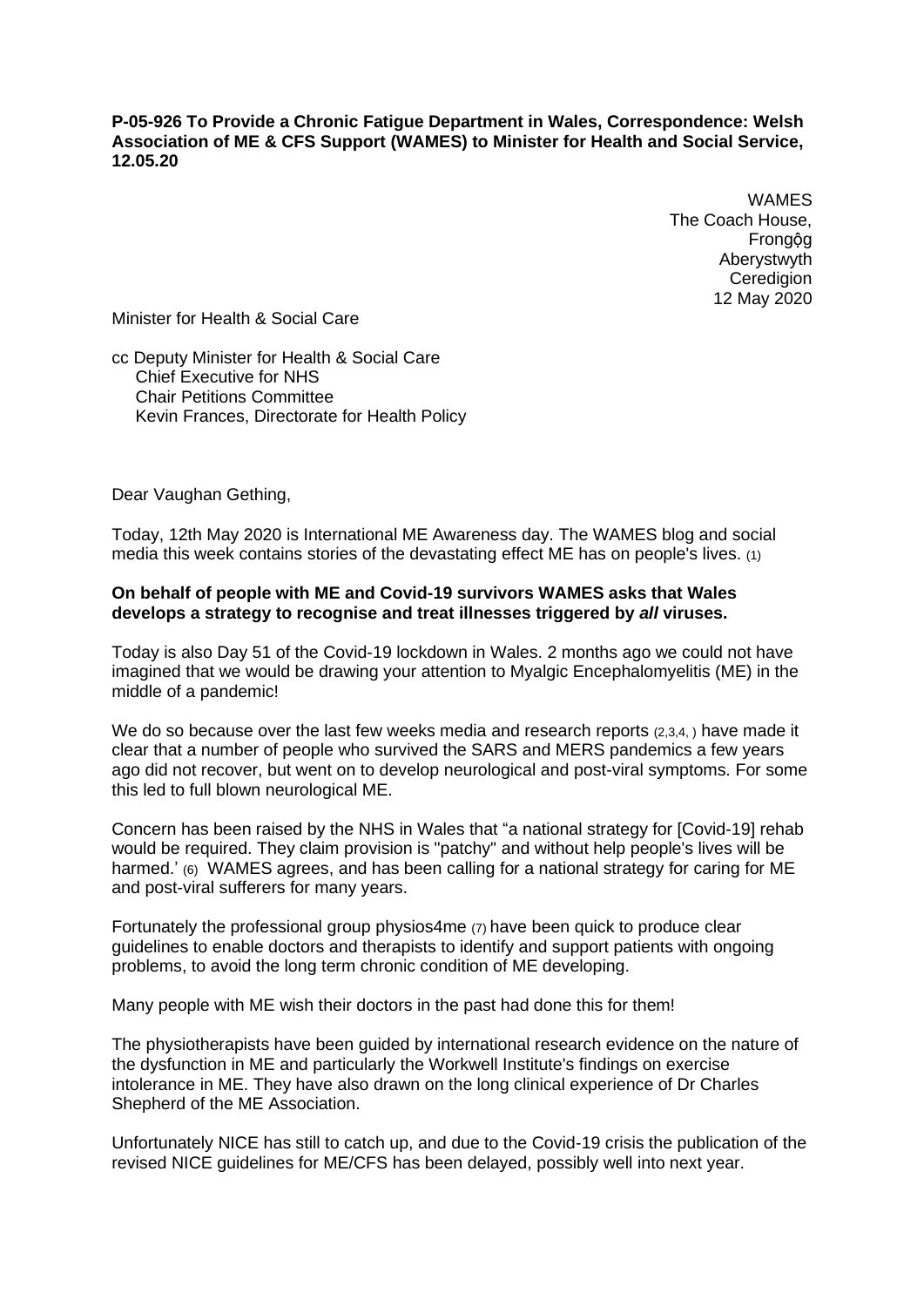**P-05-926 To Provide a Chronic Fatigue Department in Wales, Correspondence: Welsh Association of ME & CFS Support (WAMES) to Minister for Health and Social Service, 12.05.20**

WAMES
The Coach House,
Frongôg
Aberystwyth
Ceredigion
12 May 2020

Minister for Health & Social Care

cc Deputy Minister for Health & Social Care
Chief Executive for NHS
Chair Petitions Committee
Kevin Frances, Directorate for Health Policy

Dear Vaughan Gething,

Today, 12th May 2020 is International ME Awareness day. The WAMES blog and social media this week contains stories of the devastating effect ME has on people's lives. (1)

**On behalf of people with ME and Covid-19 survivors WAMES asks that Wales develops a strategy to recognise and treat illnesses triggered by *all* viruses.**

Today is also Day 51 of the Covid-19 lockdown in Wales. 2 months ago we could not have imagined that we would be drawing your attention to Myalgic Encephalomyelitis (ME) in the middle of a pandemic!

We do so because over the last few weeks media and research reports (2,3,4, ) have made it clear that a number of people who survived the SARS and MERS pandemics a few years ago did not recover, but went on to develop neurological and post-viral symptoms. For some this led to full blown neurological ME.

Concern has been raised by the NHS in Wales that "a national strategy for [Covid-19] rehab would be required. They claim provision is "patchy" and without help people's lives will be harmed.' (6) WAMES agrees, and has been calling for a national strategy for caring for ME and post-viral sufferers for many years.

Fortunately the professional group physios4me (7) have been quick to produce clear guidelines to enable doctors and therapists to identify and support patients with ongoing problems, to avoid the long term chronic condition of ME developing.

Many people with ME wish their doctors in the past had done this for them!

The physiotherapists have been guided by international research evidence on the nature of the dysfunction in ME and particularly the Workwell Institute's findings on exercise intolerance in ME. They have also drawn on the long clinical experience of Dr Charles Shepherd of the ME Association.

Unfortunately NICE has still to catch up, and due to the Covid-19 crisis the publication of the revised NICE guidelines for ME/CFS has been delayed, possibly well into next year.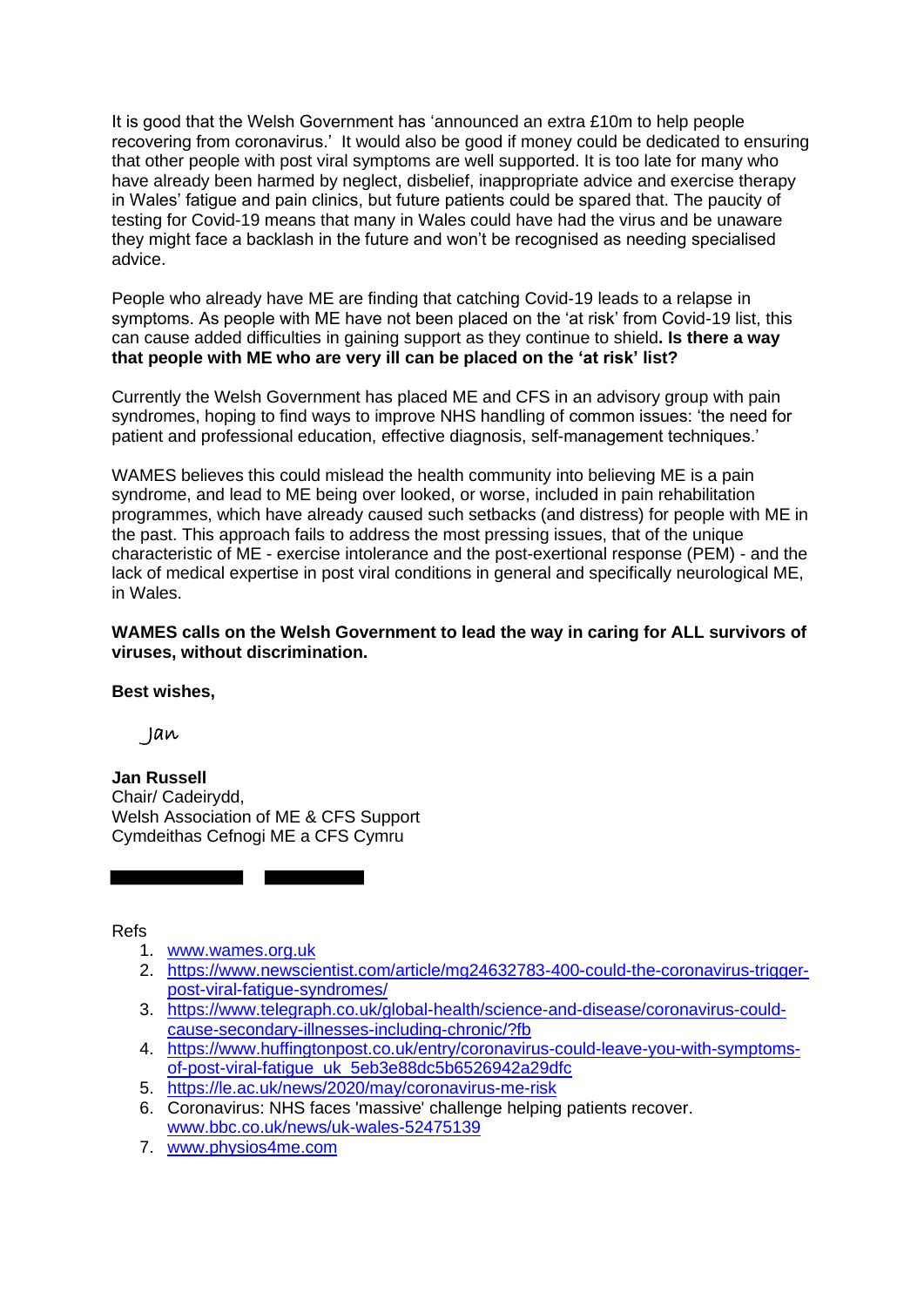It is good that the Welsh Government has 'announced an extra £10m to help people recovering from coronavirus.' It would also be good if money could be dedicated to ensuring that other people with post viral symptoms are well supported. It is too late for many who have already been harmed by neglect, disbelief, inappropriate advice and exercise therapy in Wales' fatigue and pain clinics, but future patients could be spared that. The paucity of testing for Covid-19 means that many in Wales could have had the virus and be unaware they might face a backlash in the future and won't be recognised as needing specialised advice.

People who already have ME are finding that catching Covid-19 leads to a relapse in symptoms. As people with ME have not been placed on the 'at risk' from Covid-19 list, this can cause added difficulties in gaining support as they continue to shield**. Is there a way that people with ME who are very ill can be placed on the 'at risk' list?**

Currently the Welsh Government has placed ME and CFS in an advisory group with pain syndromes, hoping to find ways to improve NHS handling of common issues: 'the need for patient and professional education, effective diagnosis, self-management techniques.'

WAMES believes this could mislead the health community into believing ME is a pain syndrome, and lead to ME being over looked, or worse, included in pain rehabilitation programmes, which have already caused such setbacks (and distress) for people with ME in the past. This approach fails to address the most pressing issues, that of the unique characteristic of ME - exercise intolerance and the post-exertional response (PEM) - and the lack of medical expertise in post viral conditions in general and specifically neurological ME, in Wales.

**WAMES calls on the Welsh Government to lead the way in caring for ALL survivors of viruses, without discrimination.**

**Best wishes,**

Jan

**Jan Russell**
Chair/ Cadeirydd,
Welsh Association of ME & CFS Support
Cymdeithas Cefnogi ME a CFS Cymru

Refs

1. www.wames.org.uk
2. https://www.newscientist.com/article/mg24632783-400-could-the-coronavirus-trigger-post-viral-fatigue-syndromes/
3. https://www.telegraph.co.uk/global-health/science-and-disease/coronavirus-could-cause-secondary-illnesses-including-chronic/?fb
4. https://www.huffingtonpost.co.uk/entry/coronavirus-could-leave-you-with-symptoms-of-post-viral-fatigue_uk_5eb3e88dc5b6526942a29dfc
5. https://le.ac.uk/news/2020/may/coronavirus-me-risk
6. Coronavirus: NHS faces 'massive' challenge helping patients recover. www.bbc.co.uk/news/uk-wales-52475139
7. www.physios4me.com